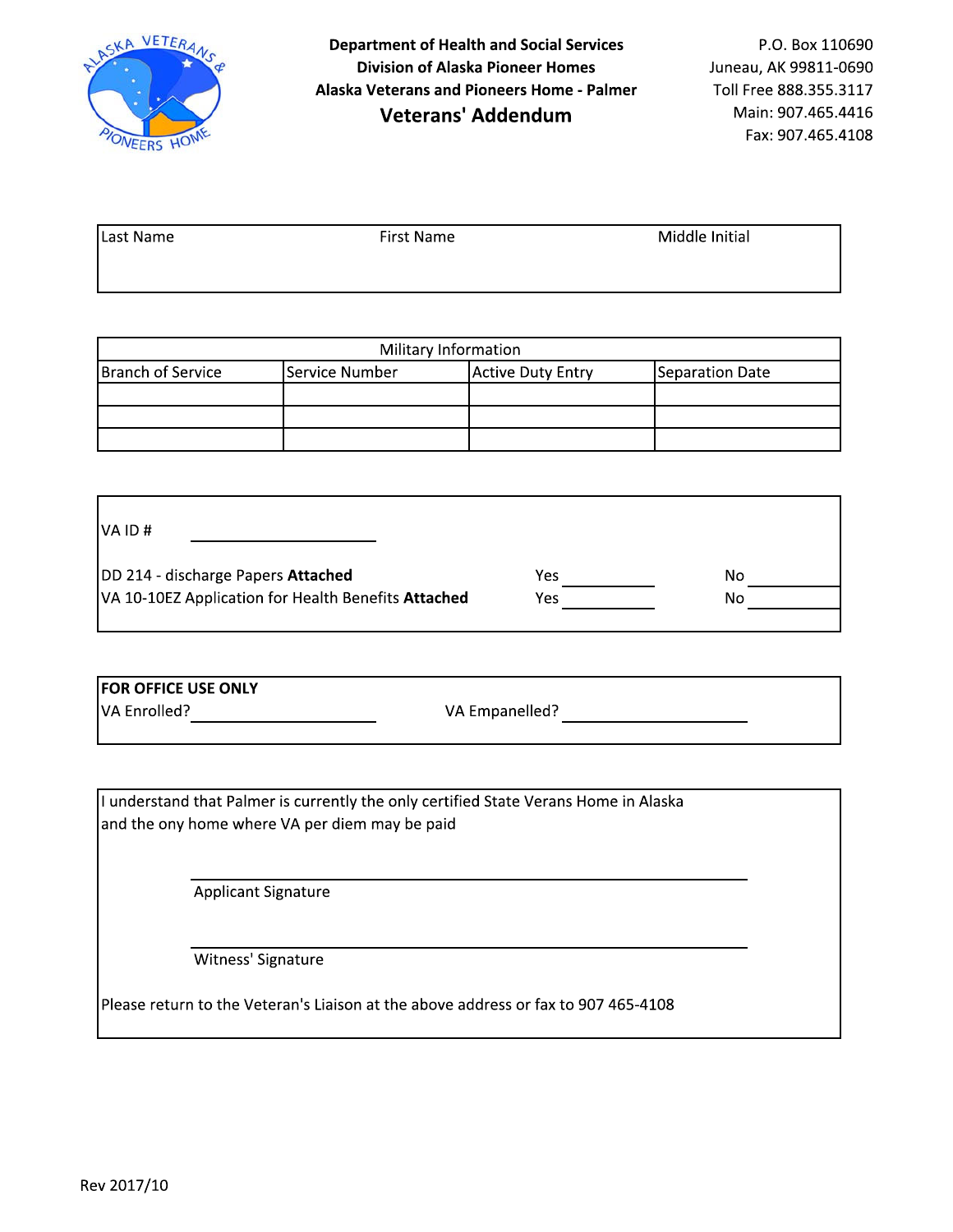**Department of Health and Social Services**
**Division of Alaska Pioneer Homes**
**Alaska Veterans and Pioneers Home - Palmer**

# Veterans' Addendum

P.O. Box 110690
Juneau, AK 99811-0690
Toll Free 888.355.3117
Main: 907.465.4416
Fax: 907.465.4108

| Last Name | First Name | Middle Initial |
|---|---|---|
| | | |

| Military Information | | | |
|---|---|---|---|
| Branch of Service | Service Number | Active Duty Entry | Separation Date |
| | | | |
| | | | |
| | | | |

VA ID # ____________

DD 214 - discharge Papers **Attached** Yes ________ No ________

VA 10-10EZ Application for Health Benefits **Attached** Yes ________ No ________

**FOR OFFICE USE ONLY**

VA Enrolled? ____________ VA Empanelled? ____________

I understand that Palmer is currently the only certified State Verans Home in Alaska and the ony home where VA per diem may be paid

______________________________
Applicant Signature

______________________________
Witness' Signature

Please return to the Veteran's Liaison at the above address or fax to 907 465-4108

Rev 2017/10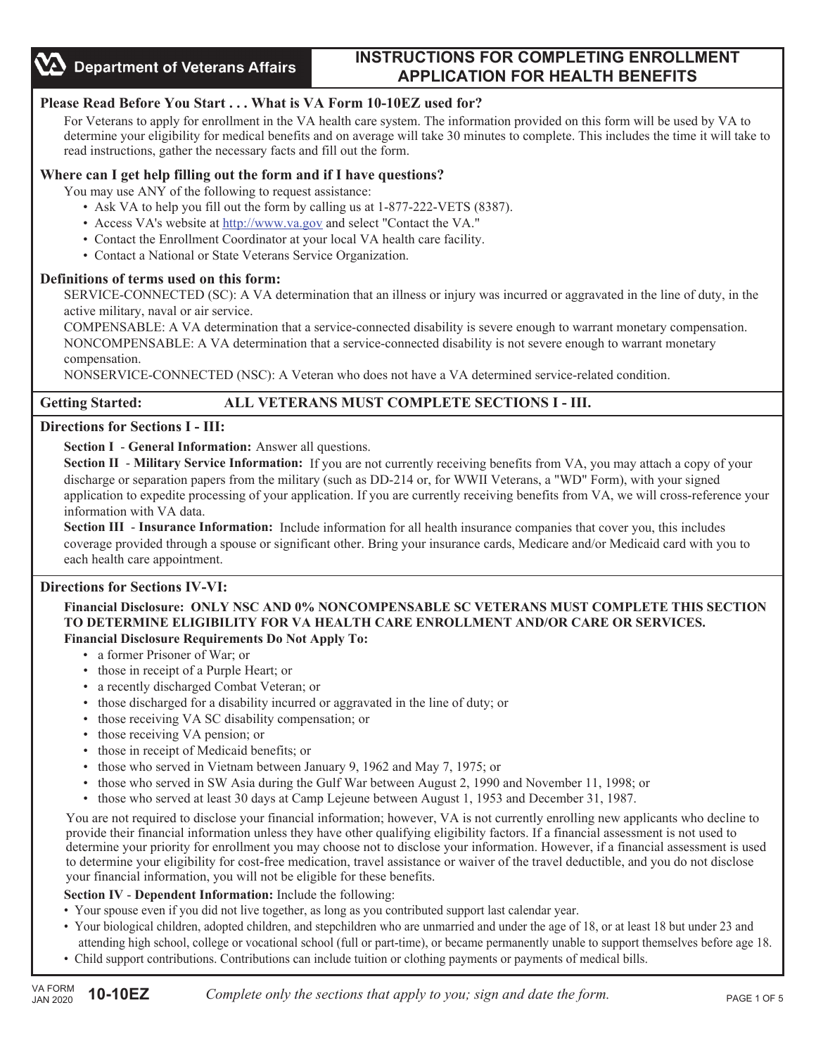# Department of Veterans Affairs

## INSTRUCTIONS FOR COMPLETING ENROLLMENT APPLICATION FOR HEALTH BENEFITS

### Please Read Before You Start . . . What is VA Form 10-10EZ used for?

For Veterans to apply for enrollment in the VA health care system. The information provided on this form will be used by VA to determine your eligibility for medical benefits and on average will take 30 minutes to complete. This includes the time it will take to read instructions, gather the necessary facts and fill out the form.

### Where can I get help filling out the form and if I have questions?

You may use ANY of the following to request assistance:

- Ask VA to help you fill out the form by calling us at 1-877-222-VETS (8387).
- Access VA's website at http://www.va.gov and select "Contact the VA."
- Contact the Enrollment Coordinator at your local VA health care facility.
- Contact a National or State Veterans Service Organization.

### Definitions of terms used on this form:

SERVICE-CONNECTED (SC): A VA determination that an illness or injury was incurred or aggravated in the line of duty, in the active military, naval or air service.

COMPENSABLE: A VA determination that a service-connected disability is severe enough to warrant monetary compensation.

NONCOMPENSABLE: A VA determination that a service-connected disability is not severe enough to warrant monetary compensation.

NONSERVICE-CONNECTED (NSC): A Veteran who does not have a VA determined service-related condition.

### Getting Started: ALL VETERANS MUST COMPLETE SECTIONS I - III.

### Directions for Sections I - III:

**Section I** - **General Information:** Answer all questions.

**Section II** - **Military Service Information:** If you are not currently receiving benefits from VA, you may attach a copy of your discharge or separation papers from the military (such as DD-214 or, for WWII Veterans, a "WD" Form), with your signed application to expedite processing of your application. If you are currently receiving benefits from VA, we will cross-reference your information with VA data.

**Section III** - **Insurance Information:** Include information for all health insurance companies that cover you, this includes coverage provided through a spouse or significant other. Bring your insurance cards, Medicare and/or Medicaid card with you to each health care appointment.

### Directions for Sections IV-VI:

**Financial Disclosure: ONLY NSC AND 0% NONCOMPENSABLE SC VETERANS MUST COMPLETE THIS SECTION TO DETERMINE ELIGIBILITY FOR VA HEALTH CARE ENROLLMENT AND/OR CARE OR SERVICES.**

**Financial Disclosure Requirements Do Not Apply To:**

- a former Prisoner of War; or
- those in receipt of a Purple Heart; or
- a recently discharged Combat Veteran; or
- those discharged for a disability incurred or aggravated in the line of duty; or
- those receiving VA SC disability compensation; or
- those receiving VA pension; or
- those in receipt of Medicaid benefits; or
- those who served in Vietnam between January 9, 1962 and May 7, 1975; or
- those who served in SW Asia during the Gulf War between August 2, 1990 and November 11, 1998; or
- those who served at least 30 days at Camp Lejeune between August 1, 1953 and December 31, 1987.

You are not required to disclose your financial information; however, VA is not currently enrolling new applicants who decline to provide their financial information unless they have other qualifying eligibility factors. If a financial assessment is not used to determine your priority for enrollment you may choose not to disclose your information. However, if a financial assessment is used to determine your eligibility for cost-free medication, travel assistance or waiver of the travel deductible, and you do not disclose your financial information, you will not be eligible for these benefits.

**Section IV** - **Dependent Information:** Include the following:

- Your spouse even if you did not live together, as long as you contributed support last calendar year.
- Your biological children, adopted children, and stepchildren who are unmarried and under the age of 18, or at least 18 but under 23 and attending high school, college or vocational school (full or part-time), or became permanently unable to support themselves before age 18.
- Child support contributions. Contributions can include tuition or clothing payments or payments of medical bills.

VA FORM JAN 2020 **10-10EZ**

*Complete only the sections that apply to you; sign and date the form.*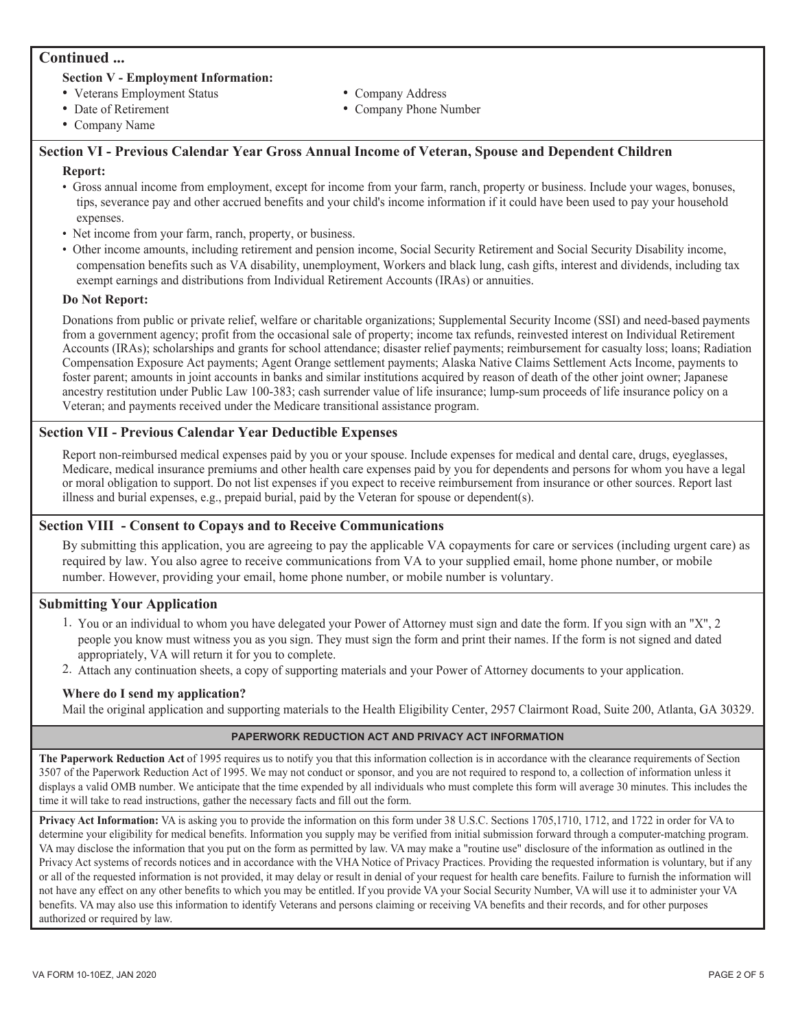## Continued ...

**Section V - Employment Information:**

- Veterans Employment Status
- Date of Retirement
- Company Name
- Company Address
- Company Phone Number

## Section VI - Previous Calendar Year Gross Annual Income of Veteran, Spouse and Dependent Children

**Report:**

- Gross annual income from employment, except for income from your farm, ranch, property or business. Include your wages, bonuses, tips, severance pay and other accrued benefits and your child's income information if it could have been used to pay your household expenses.
- Net income from your farm, ranch, property, or business.
- Other income amounts, including retirement and pension income, Social Security Retirement and Social Security Disability income, compensation benefits such as VA disability, unemployment, Workers and black lung, cash gifts, interest and dividends, including tax exempt earnings and distributions from Individual Retirement Accounts (IRAs) or annuities.

**Do Not Report:**

Donations from public or private relief, welfare or charitable organizations; Supplemental Security Income (SSI) and need-based payments from a government agency; profit from the occasional sale of property; income tax refunds, reinvested interest on Individual Retirement Accounts (IRAs); scholarships and grants for school attendance; disaster relief payments; reimbursement for casualty loss; loans; Radiation Compensation Exposure Act payments; Agent Orange settlement payments; Alaska Native Claims Settlement Acts Income, payments to foster parent; amounts in joint accounts in banks and similar institutions acquired by reason of death of the other joint owner; Japanese ancestry restitution under Public Law 100-383; cash surrender value of life insurance; lump-sum proceeds of life insurance policy on a Veteran; and payments received under the Medicare transitional assistance program.

## Section VII - Previous Calendar Year Deductible Expenses

Report non-reimbursed medical expenses paid by you or your spouse. Include expenses for medical and dental care, drugs, eyeglasses, Medicare, medical insurance premiums and other health care expenses paid by you for dependents and persons for whom you have a legal or moral obligation to support. Do not list expenses if you expect to receive reimbursement from insurance or other sources. Report last illness and burial expenses, e.g., prepaid burial, paid by the Veteran for spouse or dependent(s).

## Section VIII - Consent to Copays and to Receive Communications

By submitting this application, you are agreeing to pay the applicable VA copayments for care or services (including urgent care) as required by law. You also agree to receive communications from VA to your supplied email, home phone number, or mobile number. However, providing your email, home phone number, or mobile number is voluntary.

## Submitting Your Application

1. You or an individual to whom you have delegated your Power of Attorney must sign and date the form. If you sign with an "X", 2 people you know must witness you as you sign. They must sign the form and print their names. If the form is not signed and dated appropriately, VA will return it for you to complete.
2. Attach any continuation sheets, a copy of supporting materials and your Power of Attorney documents to your application.

**Where do I send my application?**

Mail the original application and supporting materials to the Health Eligibility Center, 2957 Clairmont Road, Suite 200, Atlanta, GA 30329.

### PAPERWORK REDUCTION ACT AND PRIVACY ACT INFORMATION

**The Paperwork Reduction Act** of 1995 requires us to notify you that this information collection is in accordance with the clearance requirements of Section 3507 of the Paperwork Reduction Act of 1995. We may not conduct or sponsor, and you are not required to respond to, a collection of information unless it displays a valid OMB number. We anticipate that the time expended by all individuals who must complete this form will average 30 minutes. This includes the time it will take to read instructions, gather the necessary facts and fill out the form.

**Privacy Act Information:** VA is asking you to provide the information on this form under 38 U.S.C. Sections 1705,1710, 1712, and 1722 in order for VA to determine your eligibility for medical benefits. Information you supply may be verified from initial submission forward through a computer-matching program. VA may disclose the information that you put on the form as permitted by law. VA may make a "routine use" disclosure of the information as outlined in the Privacy Act systems of records notices and in accordance with the VHA Notice of Privacy Practices. Providing the requested information is voluntary, but if any or all of the requested information is not provided, it may delay or result in denial of your request for health care benefits. Failure to furnish the information will not have any effect on any other benefits to which you may be entitled. If you provide VA your Social Security Number, VA will use it to administer your VA benefits. VA may also use this information to identify Veterans and persons claiming or receiving VA benefits and their records, and for other purposes authorized or required by law.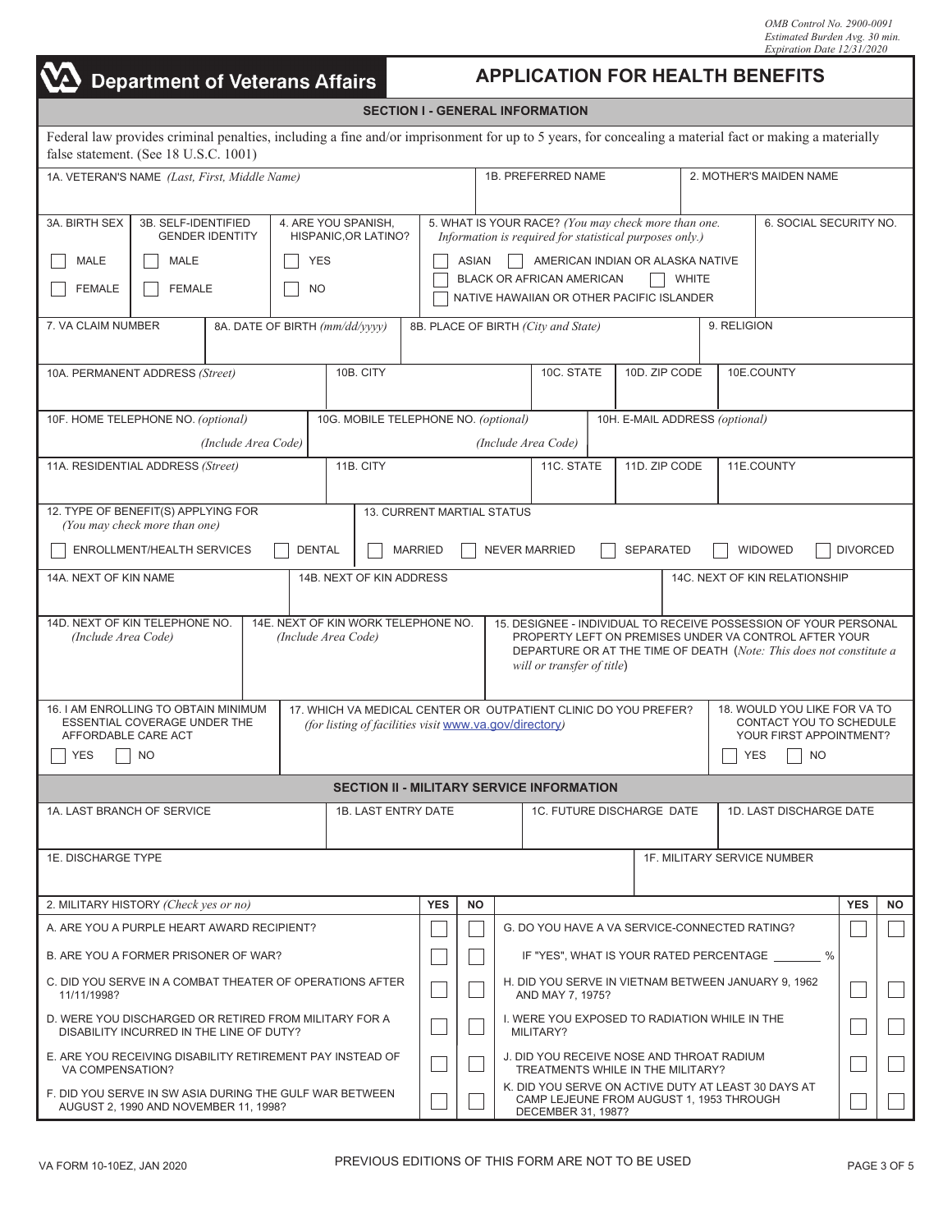OMB Control No. 2900-0091
Estimated Burden Avg. 30 min.
Expiration Date 12/31/2020

# Department of Veterans Affairs

# APPLICATION FOR HEALTH BENEFITS

## SECTION I - GENERAL INFORMATION

Federal law provides criminal penalties, including a fine and/or imprisonment for up to 5 years, for concealing a material fact or making a materially false statement. (See 18 U.S.C. 1001)

| 1A. VETERAN'S NAME *(Last, First, Middle Name)* | 1B. PREFERRED NAME | 2. MOTHER'S MAIDEN NAME |
|---|---|---|
| | | |

| 3A. BIRTH SEX | 3B. SELF-IDENTIFIED GENDER IDENTITY | 4. ARE YOU SPANISH, HISPANIC,OR LATINO? | 5. WHAT IS YOUR RACE? *(You may check more than one. Information is required for statistical purposes only.)* | 6. SOCIAL SECURITY NO. |
|---|---|---|---|---|
| ☐ MALE ☐ FEMALE | ☐ MALE ☐ FEMALE | ☐ YES ☐ NO | ☐ ASIAN ☐ AMERICAN INDIAN OR ALASKA NATIVE ☐ BLACK OR AFRICAN AMERICAN ☐ WHITE ☐ NATIVE HAWAIIAN OR OTHER PACIFIC ISLANDER | |

| 7. VA CLAIM NUMBER | 8A. DATE OF BIRTH *(mm/dd/yyyy)* | 8B. PLACE OF BIRTH *(City and State)* | 9. RELIGION |
|---|---|---|---|
| | | | |

| 10A. PERMANENT ADDRESS *(Street)* | 10B. CITY | 10C. STATE | 10D. ZIP CODE | 10E.COUNTY |
|---|---|---|---|---|
| | | | | |

| 10F. HOME TELEPHONE NO. *(optional)* *(Include Area Code)* | 10G. MOBILE TELEPHONE NO. *(optional)* *(Include Area Code)* | 10H. E-MAIL ADDRESS *(optional)* |
|---|---|---|
| | | |

| 11A. RESIDENTIAL ADDRESS *(Street)* | 11B. CITY | 11C. STATE | 11D. ZIP CODE | 11E.COUNTY |
|---|---|---|---|---|
| | | | | |

| 12. TYPE OF BENEFIT(S) APPLYING FOR *(You may check more than one)* | 13. CURRENT MARTIAL STATUS |
|---|---|
| ☐ ENROLLMENT/HEALTH SERVICES ☐ DENTAL | ☐ MARRIED ☐ NEVER MARRIED ☐ SEPARATED ☐ WIDOWED ☐ DIVORCED |

| 14A. NEXT OF KIN NAME | 14B. NEXT OF KIN ADDRESS | 14C. NEXT OF KIN RELATIONSHIP |
|---|---|---|
| | | |

| 14D. NEXT OF KIN TELEPHONE NO. *(Include Area Code)* | 14E. NEXT OF KIN WORK TELEPHONE NO. *(Include Area Code)* | 15. DESIGNEE - INDIVIDUAL TO RECEIVE POSSESSION OF YOUR PERSONAL PROPERTY LEFT ON PREMISES UNDER VA CONTROL AFTER YOUR DEPARTURE OR AT THE TIME OF DEATH (*Note: This does not constitute a will or transfer of title*) |
|---|---|---|
| | | |

| 16. I AM ENROLLING TO OBTAIN MINIMUM ESSENTIAL COVERAGE UNDER THE AFFORDABLE CARE ACT | 17. WHICH VA MEDICAL CENTER OR OUTPATIENT CLINIC DO YOU PREFER? *(for listing of facilities visit www.va.gov/directory)* | 18. WOULD YOU LIKE FOR VA TO CONTACT YOU TO SCHEDULE YOUR FIRST APPOINTMENT? |
|---|---|---|
| ☐ YES ☐ NO | | ☐ YES ☐ NO |

## SECTION II - MILITARY SERVICE INFORMATION

| 1A. LAST BRANCH OF SERVICE | 1B. LAST ENTRY DATE | 1C. FUTURE DISCHARGE DATE | 1D. LAST DISCHARGE DATE |
|---|---|---|---|
| | | | |

| 1E. DISCHARGE TYPE | 1F. MILITARY SERVICE NUMBER |
|---|---|
| | |

| 2. MILITARY HISTORY *(Check yes or no)* | YES | NO | | YES | NO |
|---|---|---|---|---|---|
| A. ARE YOU A PURPLE HEART AWARD RECIPIENT? | ☐ | ☐ | G. DO YOU HAVE A VA SERVICE-CONNECTED RATING? | ☐ | ☐ |
| B. ARE YOU A FORMER PRISONER OF WAR? | ☐ | ☐ | IF "YES", WHAT IS YOUR RATED PERCENTAGE _______ % | | |
| C. DID YOU SERVE IN A COMBAT THEATER OF OPERATIONS AFTER 11/11/1998? | ☐ | ☐ | H. DID YOU SERVE IN VIETNAM BETWEEN JANUARY 9, 1962 AND MAY 7, 1975? | ☐ | ☐ |
| D. WERE YOU DISCHARGED OR RETIRED FROM MILITARY FOR A DISABILITY INCURRED IN THE LINE OF DUTY? | ☐ | ☐ | I. WERE YOU EXPOSED TO RADIATION WHILE IN THE MILITARY? | ☐ | ☐ |
| E. ARE YOU RECEIVING DISABILITY RETIREMENT PAY INSTEAD OF VA COMPENSATION? | ☐ | ☐ | J. DID YOU RECEIVE NOSE AND THROAT RADIUM TREATMENTS WHILE IN THE MILITARY? | ☐ | ☐ |
| F. DID YOU SERVE IN SW ASIA DURING THE GULF WAR BETWEEN AUGUST 2, 1990 AND NOVEMBER 11, 1998? | ☐ | ☐ | K. DID YOU SERVE ON ACTIVE DUTY AT LEAST 30 DAYS AT CAMP LEJEUNE FROM AUGUST 1, 1953 THROUGH DECEMBER 31, 1987? | ☐ | ☐ |

VA FORM 10-10EZ, JAN 2020

PREVIOUS EDITIONS OF THIS FORM ARE NOT TO BE USED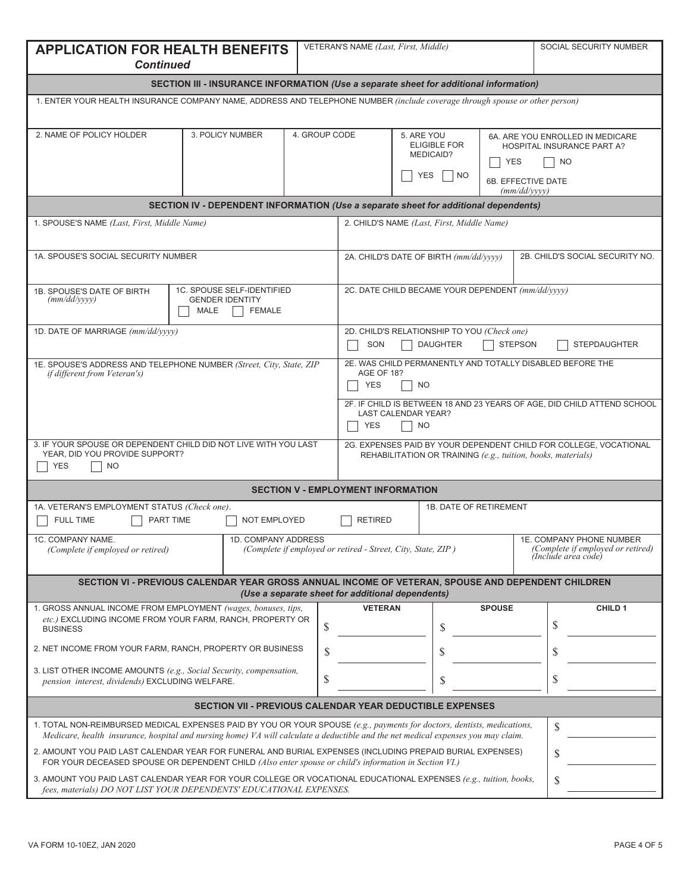## APPLICATION FOR HEALTH BENEFITS *Continued*

| VETERAN'S NAME *(Last, First, Middle)* | SOCIAL SECURITY NUMBER |
|---|---|
| | |

### SECTION III - INSURANCE INFORMATION *(Use a separate sheet for additional information)*

1. ENTER YOUR HEALTH INSURANCE COMPANY NAME, ADDRESS AND TELEPHONE NUMBER *(include coverage through spouse or other person)*

| 2. NAME OF POLICY HOLDER | 3. POLICY NUMBER | 4. GROUP CODE | 5. ARE YOU ELIGIBLE FOR MEDICAID? ☐ YES ☐ NO | 6A. ARE YOU ENROLLED IN MEDICARE HOSPITAL INSURANCE PART A? ☐ YES ☐ NO<br>6B. EFFECTIVE DATE *(mm/dd/yyyy)* |
|---|---|---|---|---|
| | | | | |

### SECTION IV - DEPENDENT INFORMATION *(Use a separate sheet for additional dependents)*

1. SPOUSE'S NAME *(Last, First, Middle Name)*

1A. SPOUSE'S SOCIAL SECURITY NUMBER

1B. SPOUSE'S DATE OF BIRTH *(mm/dd/yyyy)*

1C. SPOUSE SELF-IDENTIFIED GENDER IDENTITY ☐ MALE ☐ FEMALE

1D. DATE OF MARRIAGE *(mm/dd/yyyy)*

1E. SPOUSE'S ADDRESS AND TELEPHONE NUMBER *(Street, City, State, ZIP if different from Veteran's)*

2. CHILD'S NAME *(Last, First, Middle Name)*

2A. CHILD'S DATE OF BIRTH *(mm/dd/yyyy)*

2B. CHILD'S SOCIAL SECURITY NO.

2C. DATE CHILD BECAME YOUR DEPENDENT *(mm/dd/yyyy)*

2D. CHILD'S RELATIONSHIP TO YOU *(Check one)* ☐ SON ☐ DAUGHTER ☐ STEPSON ☐ STEPDAUGHTER

2E. WAS CHILD PERMANENTLY AND TOTALLY DISABLED BEFORE THE AGE OF 18? ☐ YES ☐ NO

2F. IF CHILD IS BETWEEN 18 AND 23 YEARS OF AGE, DID CHILD ATTEND SCHOOL LAST CALENDAR YEAR? ☐ YES ☐ NO

3. IF YOUR SPOUSE OR DEPENDENT CHILD DID NOT LIVE WITH YOU LAST YEAR, DID YOU PROVIDE SUPPORT? ☐ YES ☐ NO

2G. EXPENSES PAID BY YOUR DEPENDENT CHILD FOR COLLEGE, VOCATIONAL REHABILITATION OR TRAINING *(e.g., tuition, books, materials)*

### SECTION V - EMPLOYMENT INFORMATION

1A. VETERAN'S EMPLOYMENT STATUS *(Check one)*. ☐ FULL TIME ☐ PART TIME ☐ NOT EMPLOYED ☐ RETIRED

1B. DATE OF RETIREMENT

| 1C. COMPANY NAME. *(Complete if employed or retired)* | 1D. COMPANY ADDRESS *(Complete if employed or retired - Street, City, State, ZIP )* | 1E. COMPANY PHONE NUMBER *(Complete if employed or retired) (Include area code)* |
|---|---|---|
| | | |

### SECTION VI - PREVIOUS CALENDAR YEAR GROSS ANNUAL INCOME OF VETERAN, SPOUSE AND DEPENDENT CHILDREN *(Use a separate sheet for additional dependents)*

| | VETERAN | SPOUSE | CHILD 1 |
|---|---|---|---|
| 1. GROSS ANNUAL INCOME FROM EMPLOYMENT *(wages, bonuses, tips, etc.)* EXCLUDING INCOME FROM YOUR FARM, RANCH, PROPERTY OR BUSINESS | $ | $ | $ |
| 2. NET INCOME FROM YOUR FARM, RANCH, PROPERTY OR BUSINESS | $ | $ | $ |
| 3. LIST OTHER INCOME AMOUNTS *(e.g., Social Security, compensation, pension interest, dividends)* EXCLUDING WELFARE. | $ | $ | $ |

### SECTION VII - PREVIOUS CALENDAR YEAR DEDUCTIBLE EXPENSES

| | |
|---|---|
| 1. TOTAL NON-REIMBURSED MEDICAL EXPENSES PAID BY YOU OR YOUR SPOUSE *(e.g., payments for doctors, dentists, medications, Medicare, health insurance, hospital and nursing home) VA will calculate a deductible and the net medical expenses you may claim.* | $ |
| 2. AMOUNT YOU PAID LAST CALENDAR YEAR FOR FUNERAL AND BURIAL EXPENSES (INCLUDING PREPAID BURIAL EXPENSES) FOR YOUR DECEASED SPOUSE OR DEPENDENT CHILD *(Also enter spouse or child's information in Section VI.)* | $ |
| 3. AMOUNT YOU PAID LAST CALENDAR YEAR FOR YOUR COLLEGE OR VOCATIONAL EDUCATIONAL EXPENSES *(e.g., tuition, books, fees, materials) DO NOT LIST YOUR DEPENDENTS' EDUCATIONAL EXPENSES.* | $ |

VA FORM 10-10EZ, JAN 2020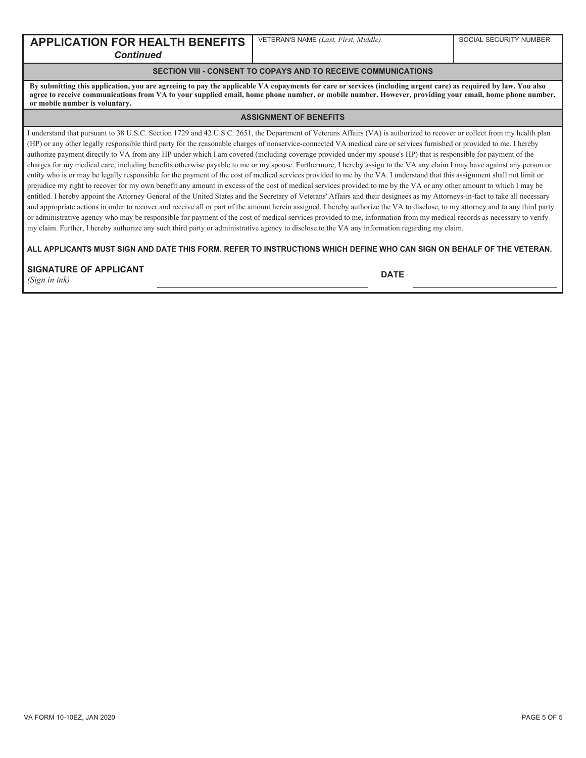## APPLICATION FOR HEALTH BENEFITS *Continued*

| VETERAN'S NAME *(Last, First, Middle)* | SOCIAL SECURITY NUMBER |
| --- | --- |
| | |

### SECTION VIII - CONSENT TO COPAYS AND TO RECEIVE COMMUNICATIONS

**By submitting this application, you are agreeing to pay the applicable VA copayments for care or services (including urgent care) as required by law. You also agree to receive communications from VA to your supplied email, home phone number, or mobile number. However, providing your email, home phone number, or mobile number is voluntary.**

### ASSIGNMENT OF BENEFITS

I understand that pursuant to 38 U.S.C. Section 1729 and 42 U.S.C. 2651, the Department of Veterans Affairs (VA) is authorized to recover or collect from my health plan (HP) or any other legally responsible third party for the reasonable charges of nonservice-connected VA medical care or services furnished or provided to me. I hereby authorize payment directly to VA from any HP under which I am covered (including coverage provided under my spouse's HP) that is responsible for payment of the charges for my medical care, including benefits otherwise payable to me or my spouse. Furthermore, I hereby assign to the VA any claim I may have against any person or entity who is or may be legally responsible for the payment of the cost of medical services provided to me by the VA. I understand that this assignment shall not limit or prejudice my right to recover for my own benefit any amount in excess of the cost of medical services provided to me by the VA or any other amount to which I may be entitled. I hereby appoint the Attorney General of the United States and the Secretary of Veterans' Affairs and their designees as my Attorneys-in-fact to take all necessary and appropriate actions in order to recover and receive all or part of the amount herein assigned. I hereby authorize the VA to disclose, to my attorney and to any third party or administrative agency who may be responsible for payment of the cost of medical services provided to me, information from my medical records as necessary to verify my claim. Further, I hereby authorize any such third party or administrative agency to disclose to the VA any information regarding my claim.

**ALL APPLICANTS MUST SIGN AND DATE THIS FORM. REFER TO INSTRUCTIONS WHICH DEFINE WHO CAN SIGN ON BEHALF OF THE VETERAN.**

**SIGNATURE OF APPLICANT** *(Sign in ink)* ______________________________ **DATE** ____________________

VA FORM 10-10EZ, JAN 2020